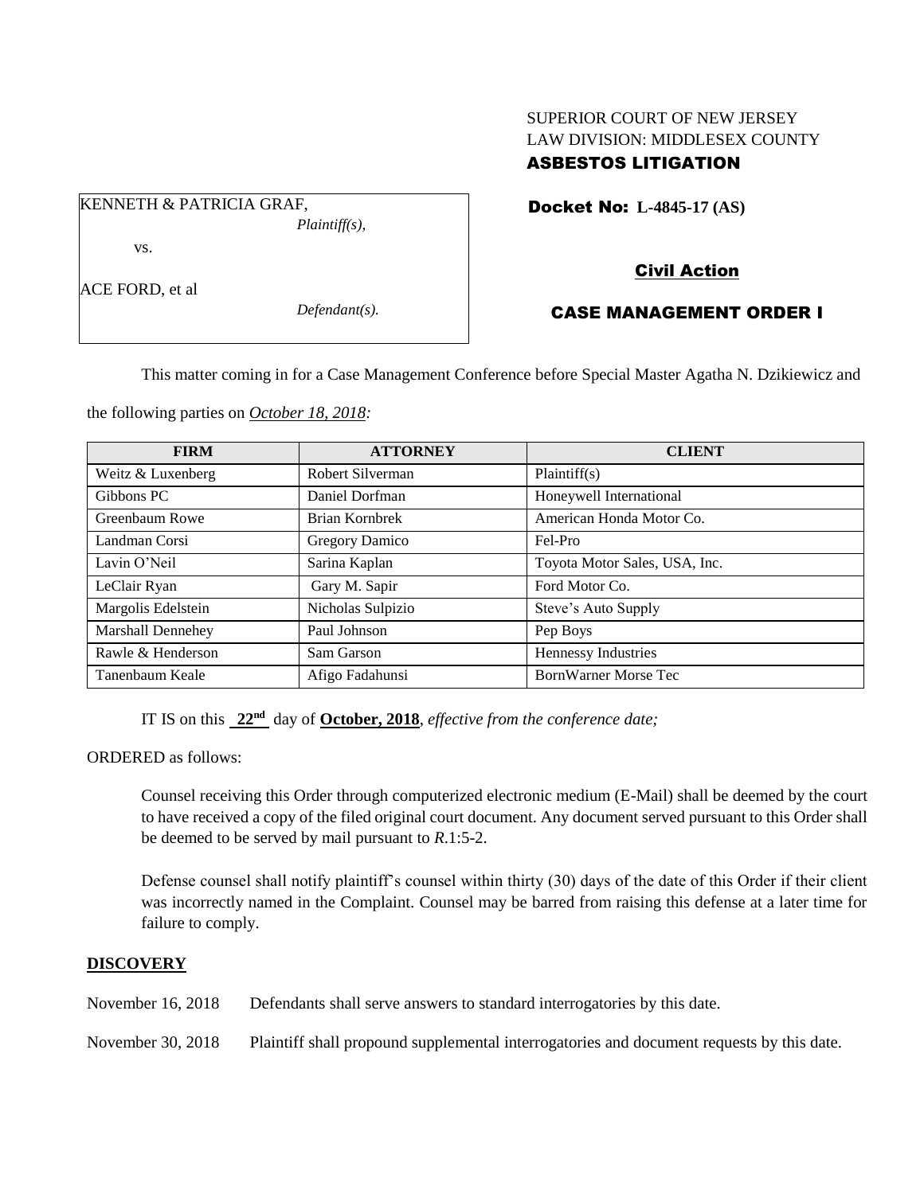SUPERIOR COURT OF NEW JERSEY
LAW DIVISION: MIDDLESEX COUNTY
**ASBESTOS LITIGATION**

KENNETH & PATRICIA GRAF,
*Plaintiff(s),*

vs.

ACE FORD, et al
*Defendant(s).*

**Docket No: L-4845-17 (AS)**

**Civil Action**

**CASE MANAGEMENT ORDER I**

This matter coming in for a Case Management Conference before Special Master Agatha N. Dzikiewicz and the following parties on *October 18, 2018:*

| FIRM | ATTORNEY | CLIENT |
|---|---|---|
| Weitz & Luxenberg | Robert Silverman | Plaintiff(s) |
| Gibbons PC | Daniel Dorfman | Honeywell International |
| Greenbaum Rowe | Brian Kornbrek | American Honda Motor Co. |
| Landman Corsi | Gregory Damico | Fel-Pro |
| Lavin O'Neil | Sarina Kaplan | Toyota Motor Sales, USA, Inc. |
| LeClair Ryan | Gary M. Sapir | Ford Motor Co. |
| Margolis Edelstein | Nicholas Sulpizio | Steve's Auto Supply |
| Marshall Dennehey | Paul Johnson | Pep Boys |
| Rawle & Henderson | Sam Garson | Hennessy Industries |
| Tanenbaum Keale | Afigo Fadahunsi | BornWarner Morse Tec |

IT IS on this **22nd** day of **October, 2018**, *effective from the conference date;*

ORDERED as follows:

Counsel receiving this Order through computerized electronic medium (E-Mail) shall be deemed by the court to have received a copy of the filed original court document. Any document served pursuant to this Order shall be deemed to be served by mail pursuant to *R*.1:5-2.

Defense counsel shall notify plaintiff's counsel within thirty (30) days of the date of this Order if their client was incorrectly named in the Complaint. Counsel may be barred from raising this defense at a later time for failure to comply.

**DISCOVERY**

November 16, 2018 Defendants shall serve answers to standard interrogatories by this date.

November 30, 2018 Plaintiff shall propound supplemental interrogatories and document requests by this date.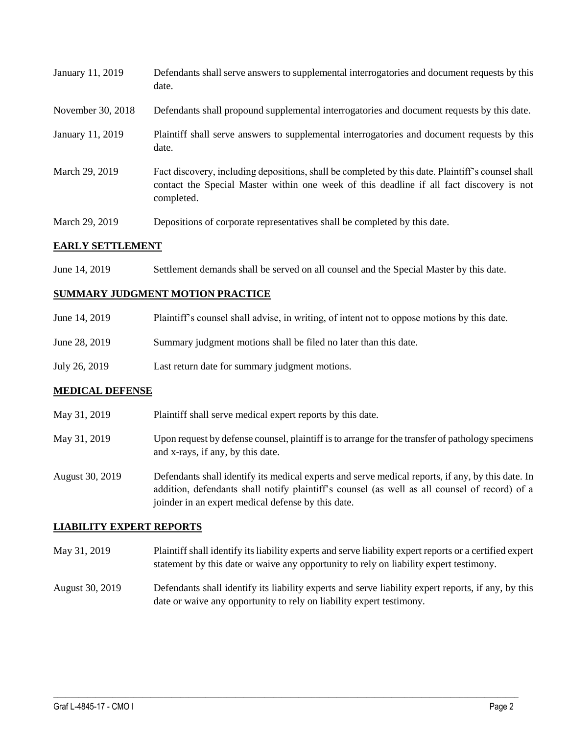| | |
|---|---|
| January 11, 2019 | Defendants shall serve answers to supplemental interrogatories and document requests by this date. |
| November 30, 2018 | Defendants shall propound supplemental interrogatories and document requests by this date. |
| January 11, 2019 | Plaintiff shall serve answers to supplemental interrogatories and document requests by this date. |
| March 29, 2019 | Fact discovery, including depositions, shall be completed by this date. Plaintiff's counsel shall contact the Special Master within one week of this deadline if all fact discovery is not completed. |
| March 29, 2019 | Depositions of corporate representatives shall be completed by this date. |

## EARLY SETTLEMENT

| | |
|---|---|
| June 14, 2019 | Settlement demands shall be served on all counsel and the Special Master by this date. |

## SUMMARY JUDGMENT MOTION PRACTICE

| | |
|---|---|
| June 14, 2019 | Plaintiff's counsel shall advise, in writing, of intent not to oppose motions by this date. |
| June 28, 2019 | Summary judgment motions shall be filed no later than this date. |
| July 26, 2019 | Last return date for summary judgment motions. |

## MEDICAL DEFENSE

| | |
|---|---|
| May 31, 2019 | Plaintiff shall serve medical expert reports by this date. |
| May 31, 2019 | Upon request by defense counsel, plaintiff is to arrange for the transfer of pathology specimens and x-rays, if any, by this date. |
| August 30, 2019 | Defendants shall identify its medical experts and serve medical reports, if any, by this date. In addition, defendants shall notify plaintiff's counsel (as well as all counsel of record) of a joinder in an expert medical defense by this date. |

## LIABILITY EXPERT REPORTS

| | |
|---|---|
| May 31, 2019 | Plaintiff shall identify its liability experts and serve liability expert reports or a certified expert statement by this date or waive any opportunity to rely on liability expert testimony. |
| August 30, 2019 | Defendants shall identify its liability experts and serve liability expert reports, if any, by this date or waive any opportunity to rely on liability expert testimony. |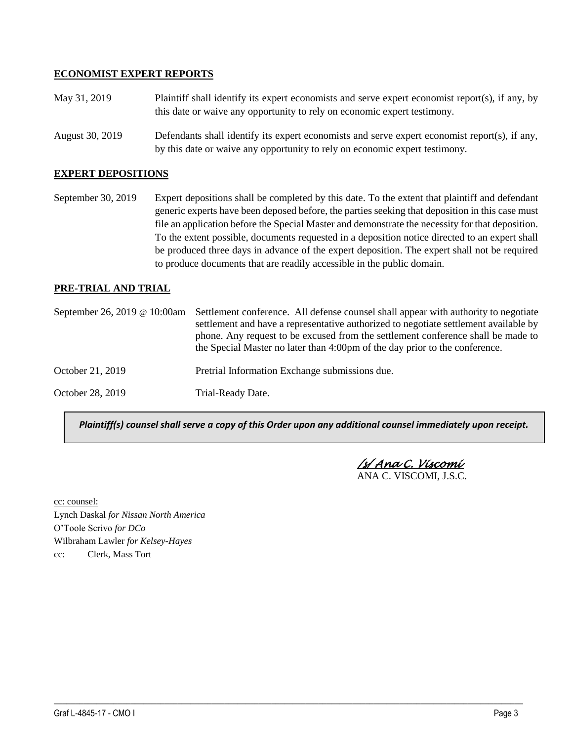**ECONOMIST EXPERT REPORTS**

| | |
|---|---|
| May 31, 2019 | Plaintiff shall identify its expert economists and serve expert economist report(s), if any, by this date or waive any opportunity to rely on economic expert testimony. |
| August 30, 2019 | Defendants shall identify its expert economists and serve expert economist report(s), if any, by this date or waive any opportunity to rely on economic expert testimony. |

**EXPERT DEPOSITIONS**

| | |
|---|---|
| September 30, 2019 | Expert depositions shall be completed by this date. To the extent that plaintiff and defendant generic experts have been deposed before, the parties seeking that deposition in this case must file an application before the Special Master and demonstrate the necessity for that deposition. To the extent possible, documents requested in a deposition notice directed to an expert shall be produced three days in advance of the expert deposition. The expert shall not be required to produce documents that are readily accessible in the public domain. |

**PRE-TRIAL AND TRIAL**

| | |
|---|---|
| September 26, 2019 @ 10:00am | Settlement conference. All defense counsel shall appear with authority to negotiate settlement and have a representative authorized to negotiate settlement available by phone. Any request to be excused from the settlement conference shall be made to the Special Master no later than 4:00pm of the day prior to the conference. |
| October 21, 2019 | Pretrial Information Exchange submissions due. |
| October 28, 2019 | Trial-Ready Date. |

***Plaintiff(s) counsel shall serve a copy of this Order upon any additional counsel immediately upon receipt.***

/s/ Ana C. Viscomi
ANA C. VISCOMI, J.S.C.

cc: counsel:
Lynch Daskal *for Nissan North America*
O'Toole Scrivo *for DCo*
Wilbraham Lawler *for Kelsey-Hayes*
cc: Clerk, Mass Tort